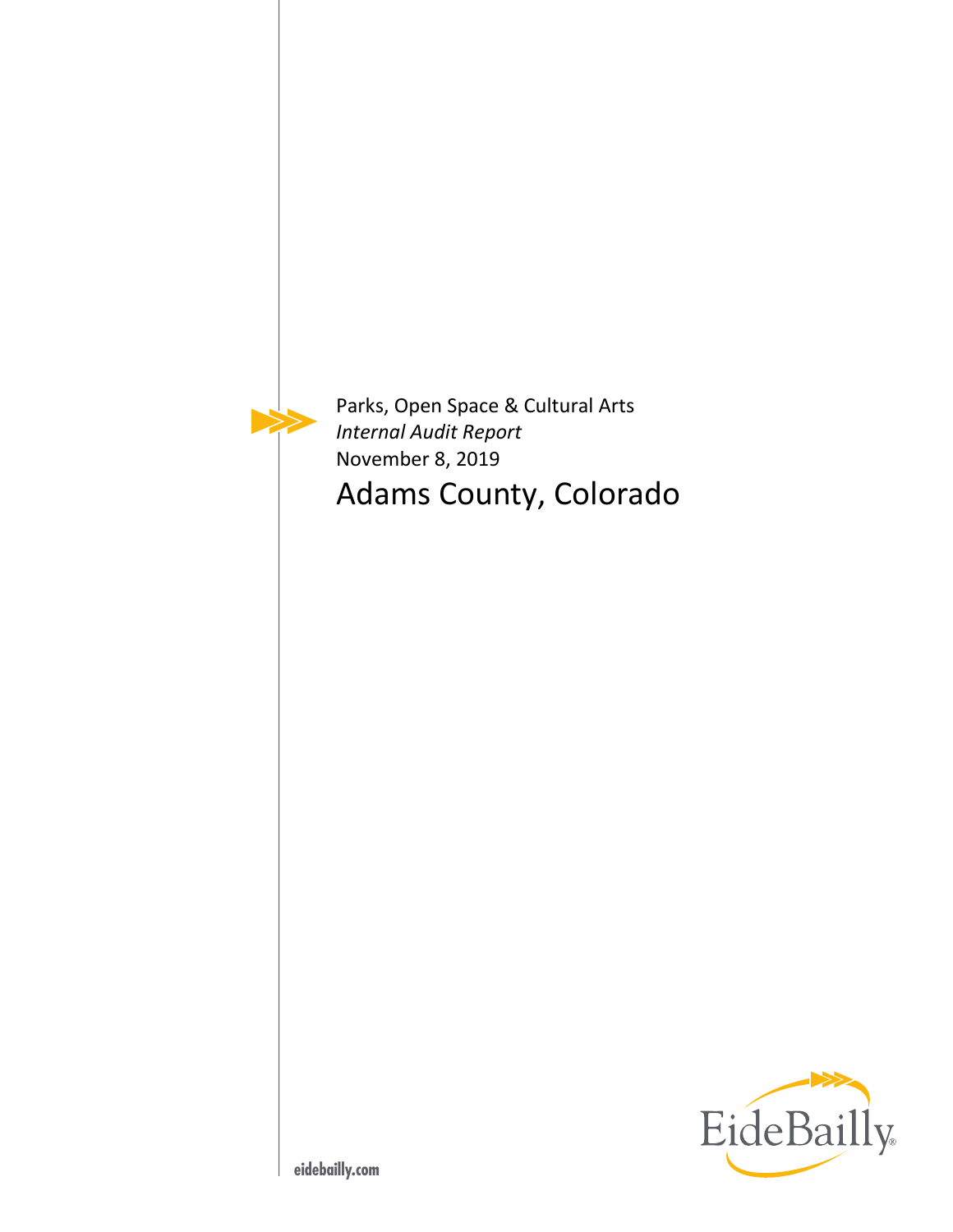Parks, Open Space & Cultural Arts

*Internal Audit Report*

November 8, 2019

# Adams County, Colorado

EideBailly

eidebailly.com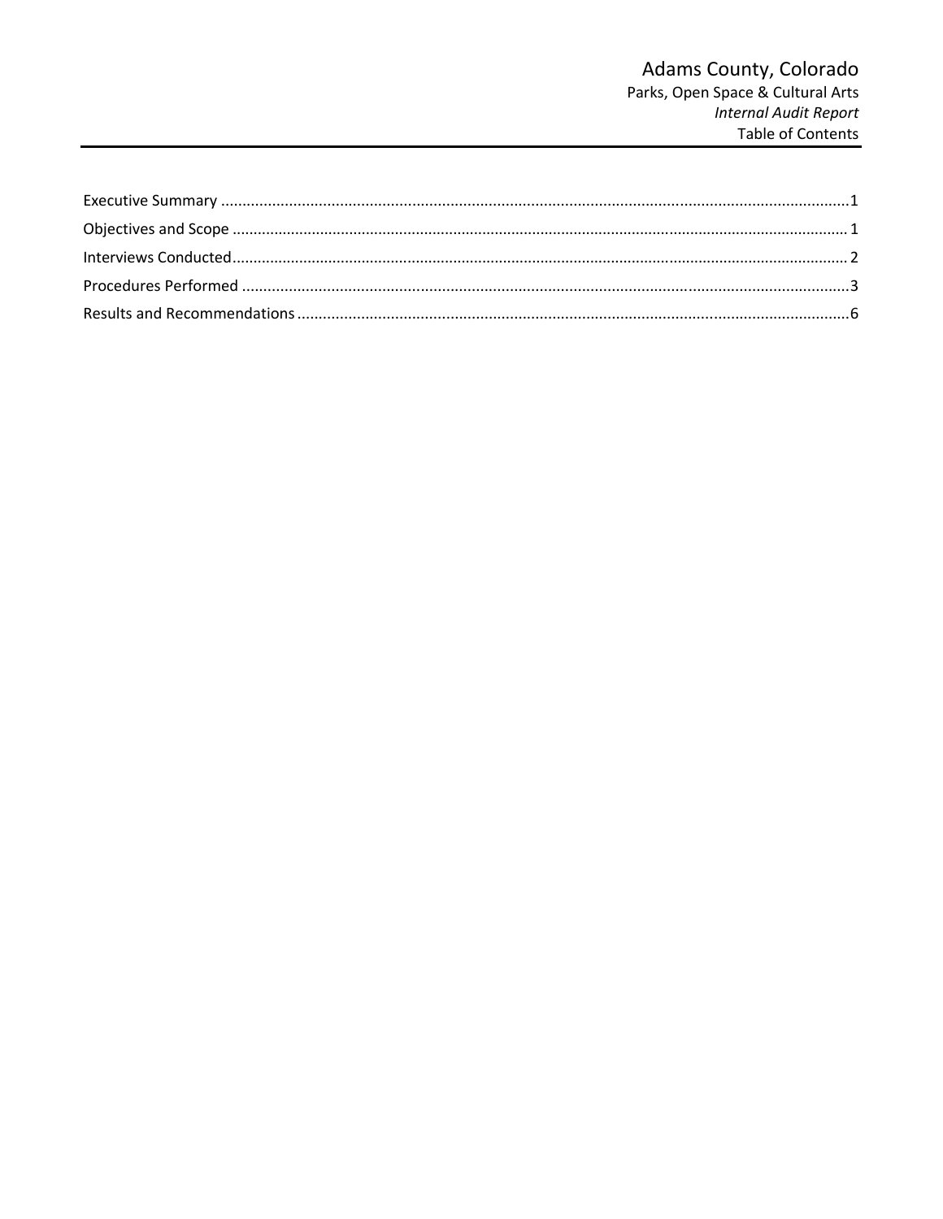# Table of Contents

Executive Summary ....................................................................................................................................1
Objectives and Scope .................................................................................................................................. 1
Interviews Conducted.................................................................................................................................. 2
Procedures Performed ...............................................................................................................................3
Results and Recommendations ..................................................................................................................6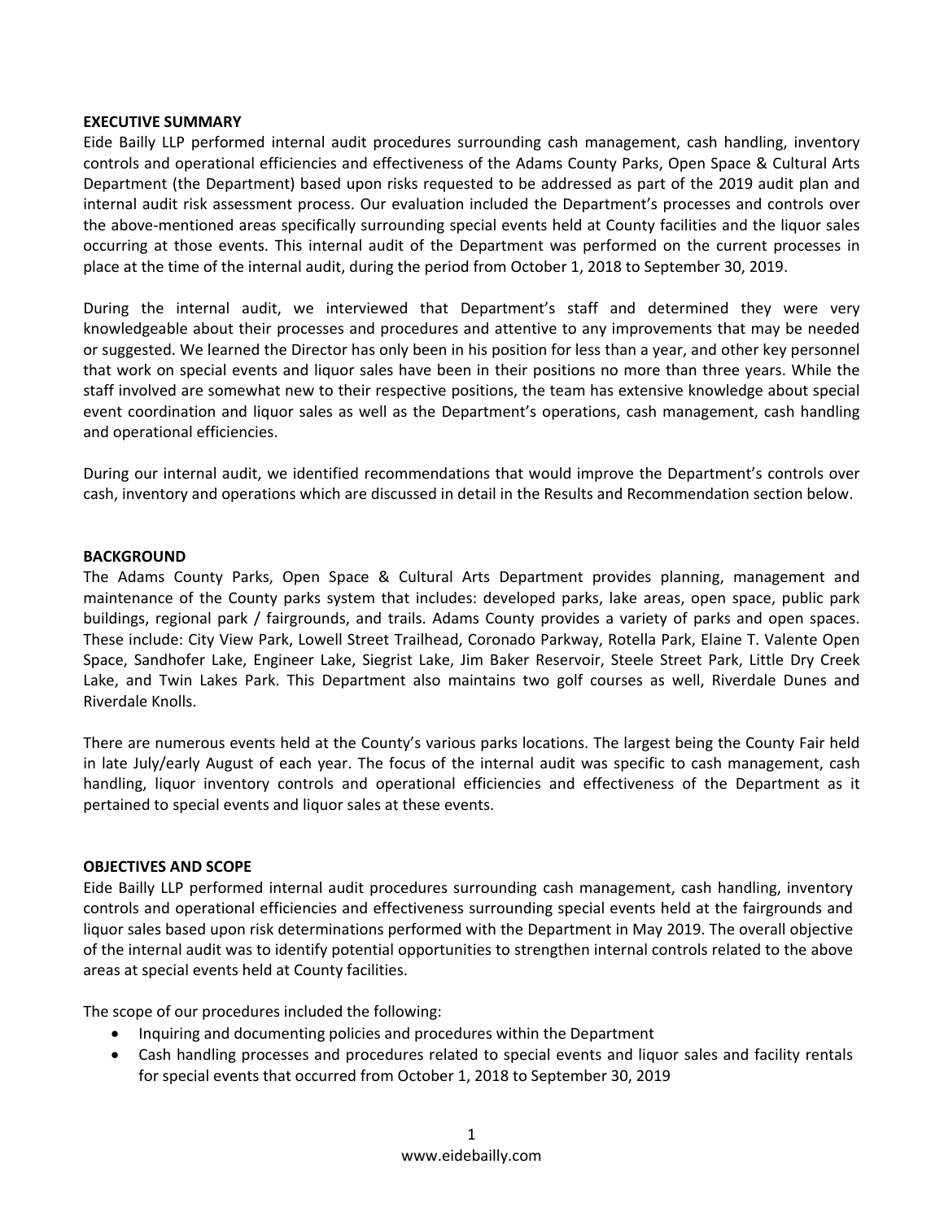## EXECUTIVE SUMMARY

Eide Bailly LLP performed internal audit procedures surrounding cash management, cash handling, inventory controls and operational efficiencies and effectiveness of the Adams County Parks, Open Space & Cultural Arts Department (the Department) based upon risks requested to be addressed as part of the 2019 audit plan and internal audit risk assessment process. Our evaluation included the Department's processes and controls over the above-mentioned areas specifically surrounding special events held at County facilities and the liquor sales occurring at those events. This internal audit of the Department was performed on the current processes in place at the time of the internal audit, during the period from October 1, 2018 to September 30, 2019.

During the internal audit, we interviewed that Department's staff and determined they were very knowledgeable about their processes and procedures and attentive to any improvements that may be needed or suggested. We learned the Director has only been in his position for less than a year, and other key personnel that work on special events and liquor sales have been in their positions no more than three years. While the staff involved are somewhat new to their respective positions, the team has extensive knowledge about special event coordination and liquor sales as well as the Department's operations, cash management, cash handling and operational efficiencies.

During our internal audit, we identified recommendations that would improve the Department's controls over cash, inventory and operations which are discussed in detail in the Results and Recommendation section below.

## BACKGROUND

The Adams County Parks, Open Space & Cultural Arts Department provides planning, management and maintenance of the County parks system that includes: developed parks, lake areas, open space, public park buildings, regional park / fairgrounds, and trails. Adams County provides a variety of parks and open spaces. These include: City View Park, Lowell Street Trailhead, Coronado Parkway, Rotella Park, Elaine T. Valente Open Space, Sandhofer Lake, Engineer Lake, Siegrist Lake, Jim Baker Reservoir, Steele Street Park, Little Dry Creek Lake, and Twin Lakes Park. This Department also maintains two golf courses as well, Riverdale Dunes and Riverdale Knolls.

There are numerous events held at the County's various parks locations. The largest being the County Fair held in late July/early August of each year. The focus of the internal audit was specific to cash management, cash handling, liquor inventory controls and operational efficiencies and effectiveness of the Department as it pertained to special events and liquor sales at these events.

## OBJECTIVES AND SCOPE

Eide Bailly LLP performed internal audit procedures surrounding cash management, cash handling, inventory controls and operational efficiencies and effectiveness surrounding special events held at the fairgrounds and liquor sales based upon risk determinations performed with the Department in May 2019. The overall objective of the internal audit was to identify potential opportunities to strengthen internal controls related to the above areas at special events held at County facilities.

The scope of our procedures included the following:

- Inquiring and documenting policies and procedures within the Department
- Cash handling processes and procedures related to special events and liquor sales and facility rentals for special events that occurred from October 1, 2018 to September 30, 2019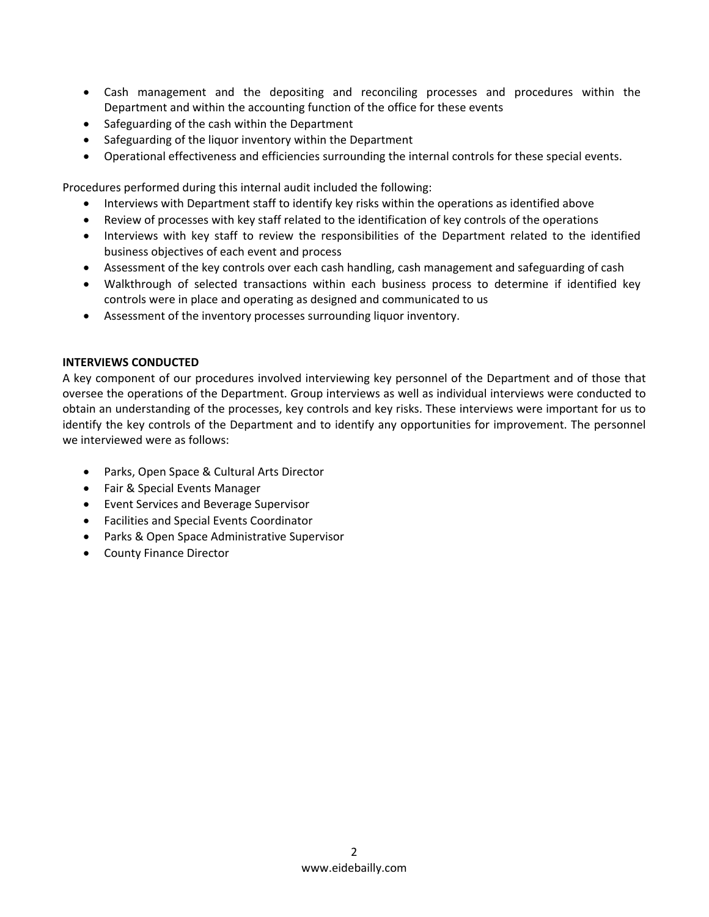- Cash management and the depositing and reconciling processes and procedures within the Department and within the accounting function of the office for these events
- Safeguarding of the cash within the Department
- Safeguarding of the liquor inventory within the Department
- Operational effectiveness and efficiencies surrounding the internal controls for these special events.

Procedures performed during this internal audit included the following:

- Interviews with Department staff to identify key risks within the operations as identified above
- Review of processes with key staff related to the identification of key controls of the operations
- Interviews with key staff to review the responsibilities of the Department related to the identified business objectives of each event and process
- Assessment of the key controls over each cash handling, cash management and safeguarding of cash
- Walkthrough of selected transactions within each business process to determine if identified key controls were in place and operating as designed and communicated to us
- Assessment of the inventory processes surrounding liquor inventory.

**INTERVIEWS CONDUCTED**

A key component of our procedures involved interviewing key personnel of the Department and of those that oversee the operations of the Department. Group interviews as well as individual interviews were conducted to obtain an understanding of the processes, key controls and key risks. These interviews were important for us to identify the key controls of the Department and to identify any opportunities for improvement. The personnel we interviewed were as follows:

- Parks, Open Space & Cultural Arts Director
- Fair & Special Events Manager
- Event Services and Beverage Supervisor
- Facilities and Special Events Coordinator
- Parks & Open Space Administrative Supervisor
- County Finance Director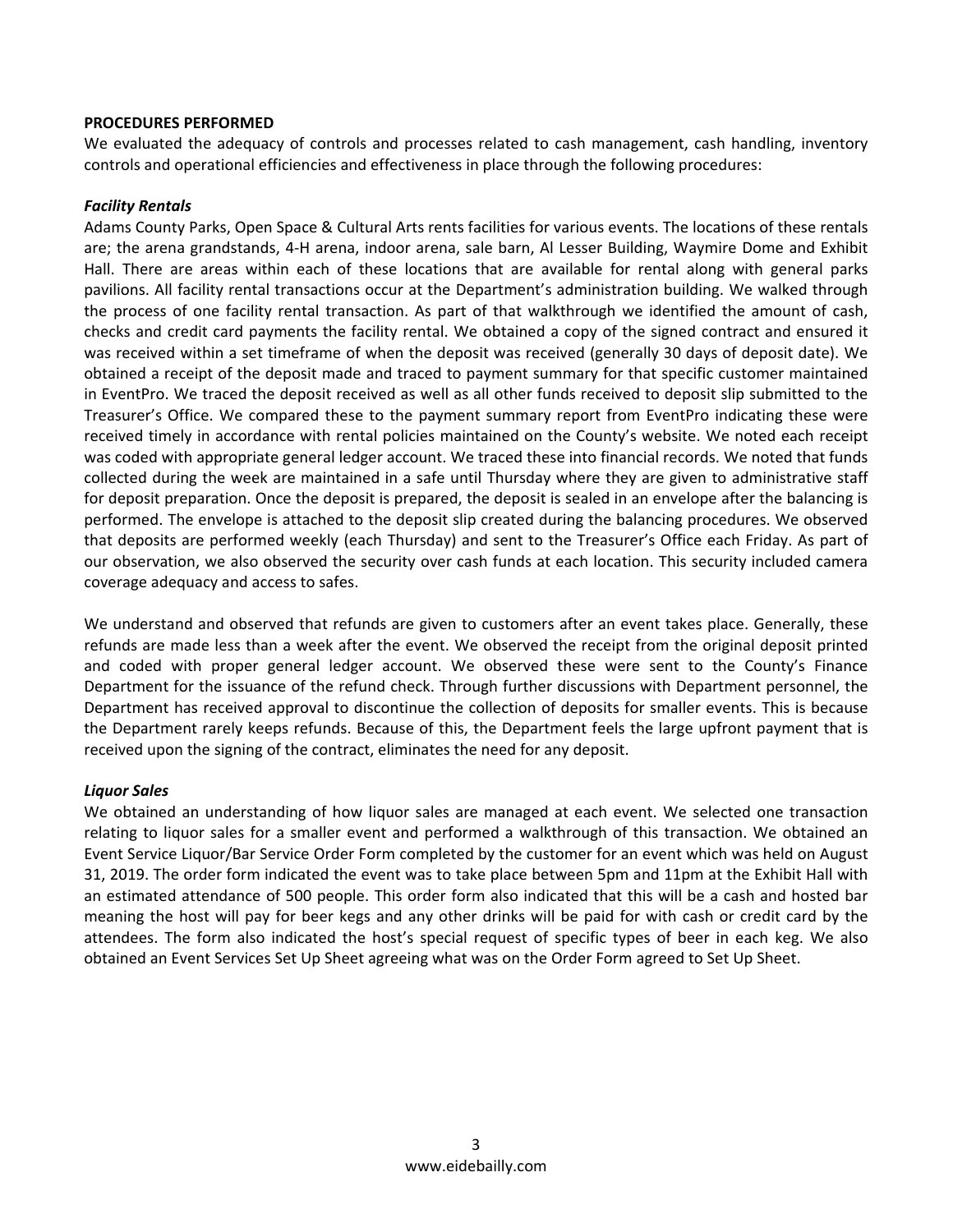**PROCEDURES PERFORMED**

We evaluated the adequacy of controls and processes related to cash management, cash handling, inventory controls and operational efficiencies and effectiveness in place through the following procedures:

***Facility Rentals***

Adams County Parks, Open Space & Cultural Arts rents facilities for various events. The locations of these rentals are; the arena grandstands, 4-H arena, indoor arena, sale barn, Al Lesser Building, Waymire Dome and Exhibit Hall. There are areas within each of these locations that are available for rental along with general parks pavilions. All facility rental transactions occur at the Department's administration building. We walked through the process of one facility rental transaction. As part of that walkthrough we identified the amount of cash, checks and credit card payments the facility rental. We obtained a copy of the signed contract and ensured it was received within a set timeframe of when the deposit was received (generally 30 days of deposit date). We obtained a receipt of the deposit made and traced to payment summary for that specific customer maintained in EventPro. We traced the deposit received as well as all other funds received to deposit slip submitted to the Treasurer's Office. We compared these to the payment summary report from EventPro indicating these were received timely in accordance with rental policies maintained on the County's website. We noted each receipt was coded with appropriate general ledger account. We traced these into financial records. We noted that funds collected during the week are maintained in a safe until Thursday where they are given to administrative staff for deposit preparation. Once the deposit is prepared, the deposit is sealed in an envelope after the balancing is performed. The envelope is attached to the deposit slip created during the balancing procedures. We observed that deposits are performed weekly (each Thursday) and sent to the Treasurer's Office each Friday. As part of our observation, we also observed the security over cash funds at each location. This security included camera coverage adequacy and access to safes.

We understand and observed that refunds are given to customers after an event takes place. Generally, these refunds are made less than a week after the event. We observed the receipt from the original deposit printed and coded with proper general ledger account. We observed these were sent to the County's Finance Department for the issuance of the refund check. Through further discussions with Department personnel, the Department has received approval to discontinue the collection of deposits for smaller events. This is because the Department rarely keeps refunds. Because of this, the Department feels the large upfront payment that is received upon the signing of the contract, eliminates the need for any deposit.

***Liquor Sales***

We obtained an understanding of how liquor sales are managed at each event. We selected one transaction relating to liquor sales for a smaller event and performed a walkthrough of this transaction. We obtained an Event Service Liquor/Bar Service Order Form completed by the customer for an event which was held on August 31, 2019. The order form indicated the event was to take place between 5pm and 11pm at the Exhibit Hall with an estimated attendance of 500 people. This order form also indicated that this will be a cash and hosted bar meaning the host will pay for beer kegs and any other drinks will be paid for with cash or credit card by the attendees. The form also indicated the host's special request of specific types of beer in each keg. We also obtained an Event Services Set Up Sheet agreeing what was on the Order Form agreed to Set Up Sheet.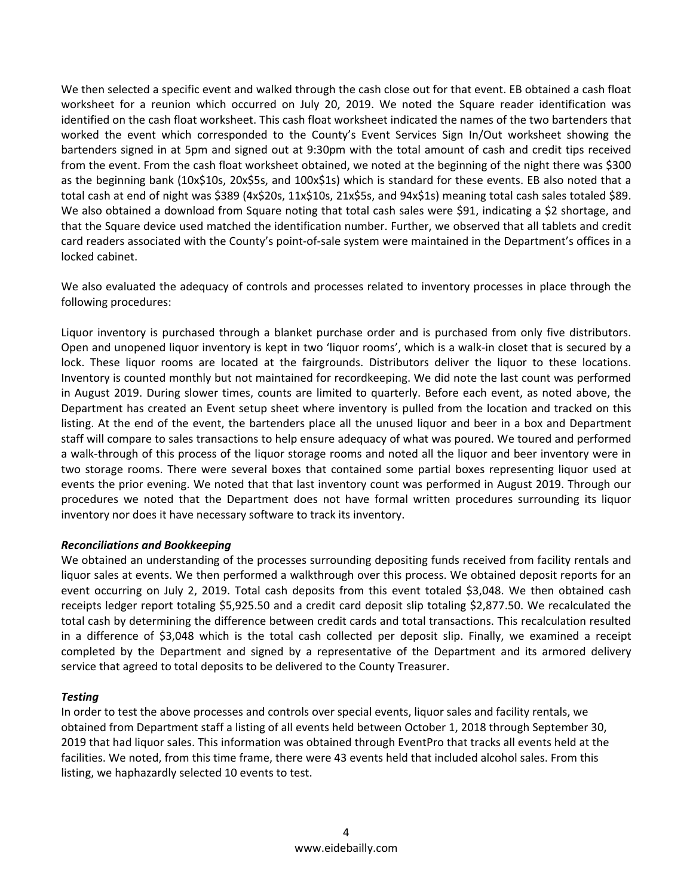We then selected a specific event and walked through the cash close out for that event. EB obtained a cash float worksheet for a reunion which occurred on July 20, 2019. We noted the Square reader identification was identified on the cash float worksheet. This cash float worksheet indicated the names of the two bartenders that worked the event which corresponded to the County's Event Services Sign In/Out worksheet showing the bartenders signed in at 5pm and signed out at 9:30pm with the total amount of cash and credit tips received from the event. From the cash float worksheet obtained, we noted at the beginning of the night there was $300 as the beginning bank (10x$10s, 20x$5s, and 100x$1s) which is standard for these events. EB also noted that a total cash at end of night was $389 (4x$20s, 11x$10s, 21x$5s, and 94x$1s) meaning total cash sales totaled $89. We also obtained a download from Square noting that total cash sales were $91, indicating a $2 shortage, and that the Square device used matched the identification number. Further, we observed that all tablets and credit card readers associated with the County's point-of-sale system were maintained in the Department's offices in a locked cabinet.

We also evaluated the adequacy of controls and processes related to inventory processes in place through the following procedures:

Liquor inventory is purchased through a blanket purchase order and is purchased from only five distributors. Open and unopened liquor inventory is kept in two 'liquor rooms', which is a walk-in closet that is secured by a lock. These liquor rooms are located at the fairgrounds. Distributors deliver the liquor to these locations. Inventory is counted monthly but not maintained for recordkeeping. We did note the last count was performed in August 2019. During slower times, counts are limited to quarterly. Before each event, as noted above, the Department has created an Event setup sheet where inventory is pulled from the location and tracked on this listing. At the end of the event, the bartenders place all the unused liquor and beer in a box and Department staff will compare to sales transactions to help ensure adequacy of what was poured. We toured and performed a walk-through of this process of the liquor storage rooms and noted all the liquor and beer inventory were in two storage rooms. There were several boxes that contained some partial boxes representing liquor used at events the prior evening. We noted that that last inventory count was performed in August 2019. Through our procedures we noted that the Department does not have formal written procedures surrounding its liquor inventory nor does it have necessary software to track its inventory.

***Reconciliations and Bookkeeping***

We obtained an understanding of the processes surrounding depositing funds received from facility rentals and liquor sales at events. We then performed a walkthrough over this process. We obtained deposit reports for an event occurring on July 2, 2019. Total cash deposits from this event totaled $3,048. We then obtained cash receipts ledger report totaling $5,925.50 and a credit card deposit slip totaling $2,877.50. We recalculated the total cash by determining the difference between credit cards and total transactions. This recalculation resulted in a difference of $3,048 which is the total cash collected per deposit slip. Finally, we examined a receipt completed by the Department and signed by a representative of the Department and its armored delivery service that agreed to total deposits to be delivered to the County Treasurer.

***Testing***

In order to test the above processes and controls over special events, liquor sales and facility rentals, we obtained from Department staff a listing of all events held between October 1, 2018 through September 30, 2019 that had liquor sales. This information was obtained through EventPro that tracks all events held at the facilities. We noted, from this time frame, there were 43 events held that included alcohol sales. From this listing, we haphazardly selected 10 events to test.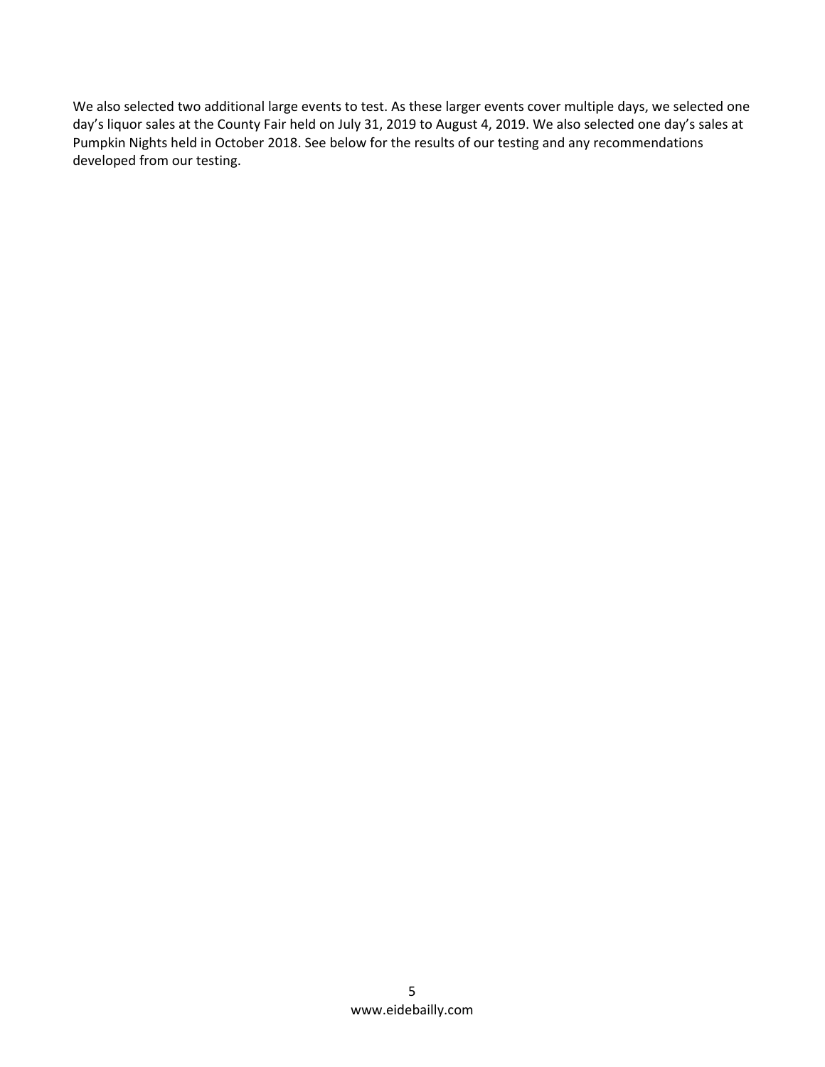We also selected two additional large events to test. As these larger events cover multiple days, we selected one day's liquor sales at the County Fair held on July 31, 2019 to August 4, 2019. We also selected one day's sales at Pumpkin Nights held in October 2018. See below for the results of our testing and any recommendations developed from our testing.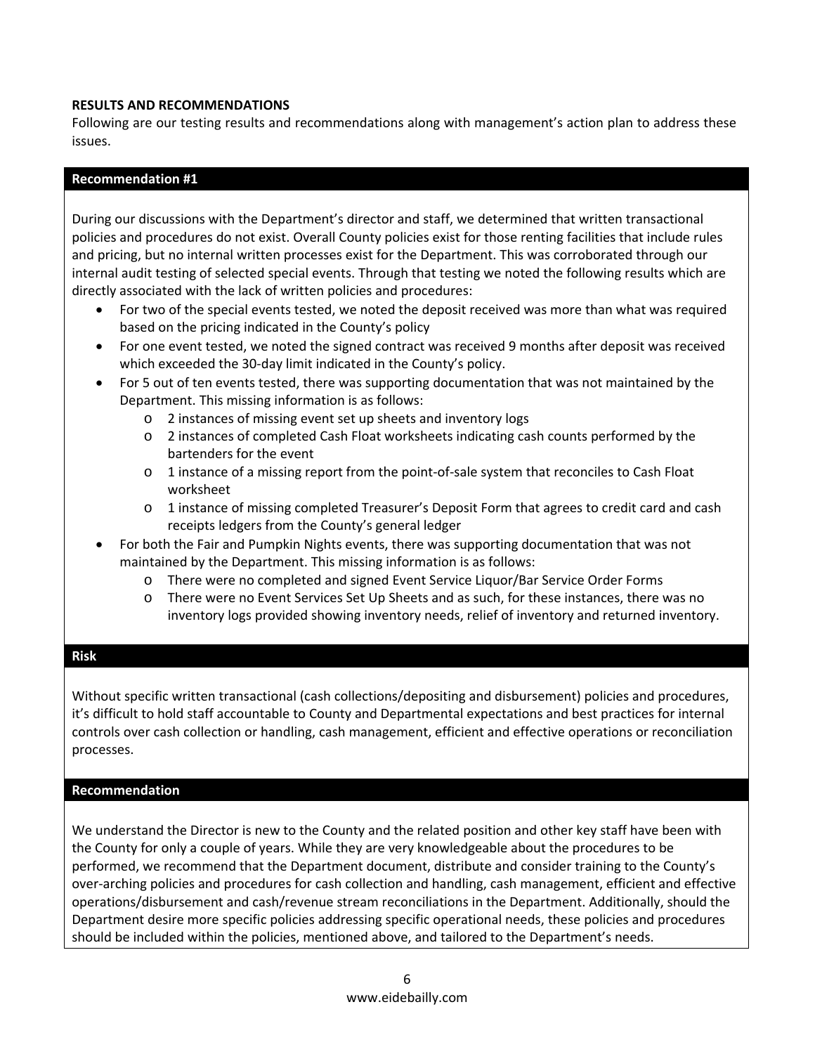## RESULTS AND RECOMMENDATIONS

Following are our testing results and recommendations along with management's action plan to address these issues.

### Recommendation #1

During our discussions with the Department's director and staff, we determined that written transactional policies and procedures do not exist. Overall County policies exist for those renting facilities that include rules and pricing, but no internal written processes exist for the Department. This was corroborated through our internal audit testing of selected special events. Through that testing we noted the following results which are directly associated with the lack of written policies and procedures:

- For two of the special events tested, we noted the deposit received was more than what was required based on the pricing indicated in the County's policy
- For one event tested, we noted the signed contract was received 9 months after deposit was received which exceeded the 30-day limit indicated in the County's policy.
- For 5 out of ten events tested, there was supporting documentation that was not maintained by the Department. This missing information is as follows:
  - 2 instances of missing event set up sheets and inventory logs
  - 2 instances of completed Cash Float worksheets indicating cash counts performed by the bartenders for the event
  - 1 instance of a missing report from the point-of-sale system that reconciles to Cash Float worksheet
  - 1 instance of missing completed Treasurer's Deposit Form that agrees to credit card and cash receipts ledgers from the County's general ledger
- For both the Fair and Pumpkin Nights events, there was supporting documentation that was not maintained by the Department. This missing information is as follows:
  - There were no completed and signed Event Service Liquor/Bar Service Order Forms
  - There were no Event Services Set Up Sheets and as such, for these instances, there was no inventory logs provided showing inventory needs, relief of inventory and returned inventory.

### Risk

Without specific written transactional (cash collections/depositing and disbursement) policies and procedures, it's difficult to hold staff accountable to County and Departmental expectations and best practices for internal controls over cash collection or handling, cash management, efficient and effective operations or reconciliation processes.

### Recommendation

We understand the Director is new to the County and the related position and other key staff have been with the County for only a couple of years. While they are very knowledgeable about the procedures to be performed, we recommend that the Department document, distribute and consider training to the County's over-arching policies and procedures for cash collection and handling, cash management, efficient and effective operations/disbursement and cash/revenue stream reconciliations in the Department. Additionally, should the Department desire more specific policies addressing specific operational needs, these policies and procedures should be included within the policies, mentioned above, and tailored to the Department's needs.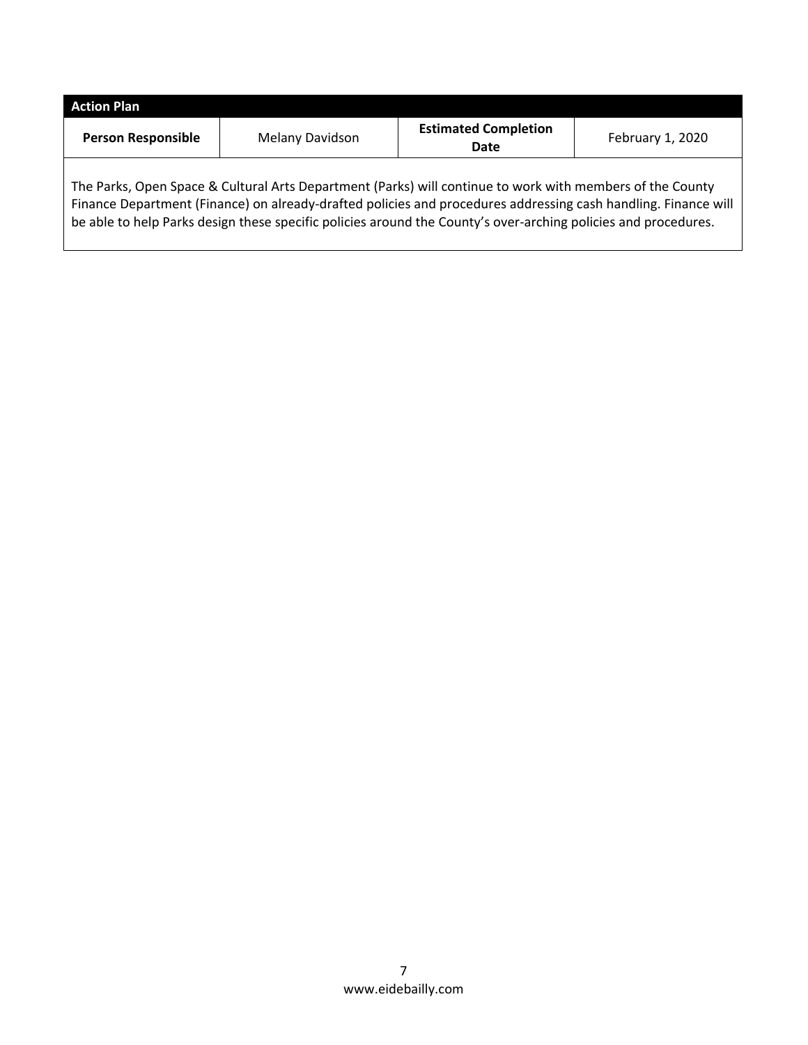| Action Plan | | | |
|---|---|---|---|
| **Person Responsible** | Melany Davidson | **Estimated Completion Date** | February 1, 2020 |

The Parks, Open Space & Cultural Arts Department (Parks) will continue to work with members of the County Finance Department (Finance) on already-drafted policies and procedures addressing cash handling. Finance will be able to help Parks design these specific policies around the County's over-arching policies and procedures.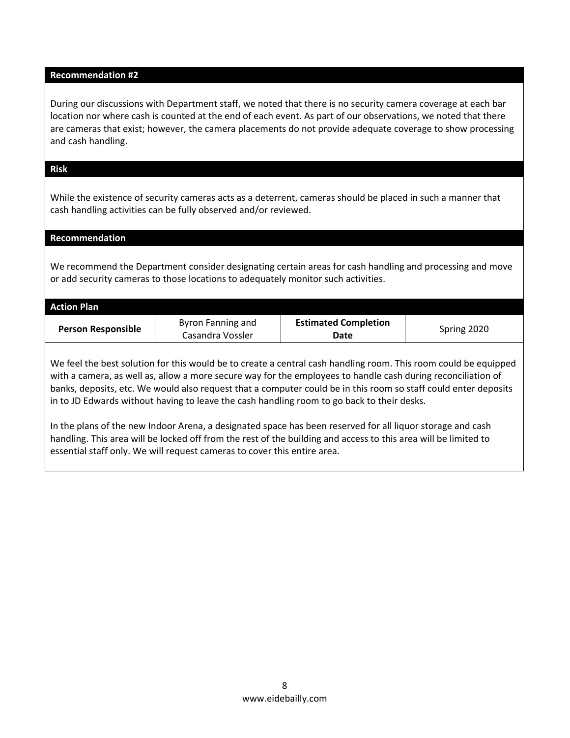### Recommendation #2

During our discussions with Department staff, we noted that there is no security camera coverage at each bar location nor where cash is counted at the end of each event. As part of our observations, we noted that there are cameras that exist; however, the camera placements do not provide adequate coverage to show processing and cash handling.

### Risk

While the existence of security cameras acts as a deterrent, cameras should be placed in such a manner that cash handling activities can be fully observed and/or reviewed.

### Recommendation

We recommend the Department consider designating certain areas for cash handling and processing and move or add security cameras to those locations to adequately monitor such activities.

### Action Plan

| **Person Responsible** | Byron Fanning and Casandra Vossler | **Estimated Completion Date** | Spring 2020 |
|---|---|---|---|

We feel the best solution for this would be to create a central cash handling room. This room could be equipped with a camera, as well as, allow a more secure way for the employees to handle cash during reconciliation of banks, deposits, etc. We would also request that a computer could be in this room so staff could enter deposits in to JD Edwards without having to leave the cash handling room to go back to their desks.

In the plans of the new Indoor Arena, a designated space has been reserved for all liquor storage and cash handling. This area will be locked off from the rest of the building and access to this area will be limited to essential staff only. We will request cameras to cover this entire area.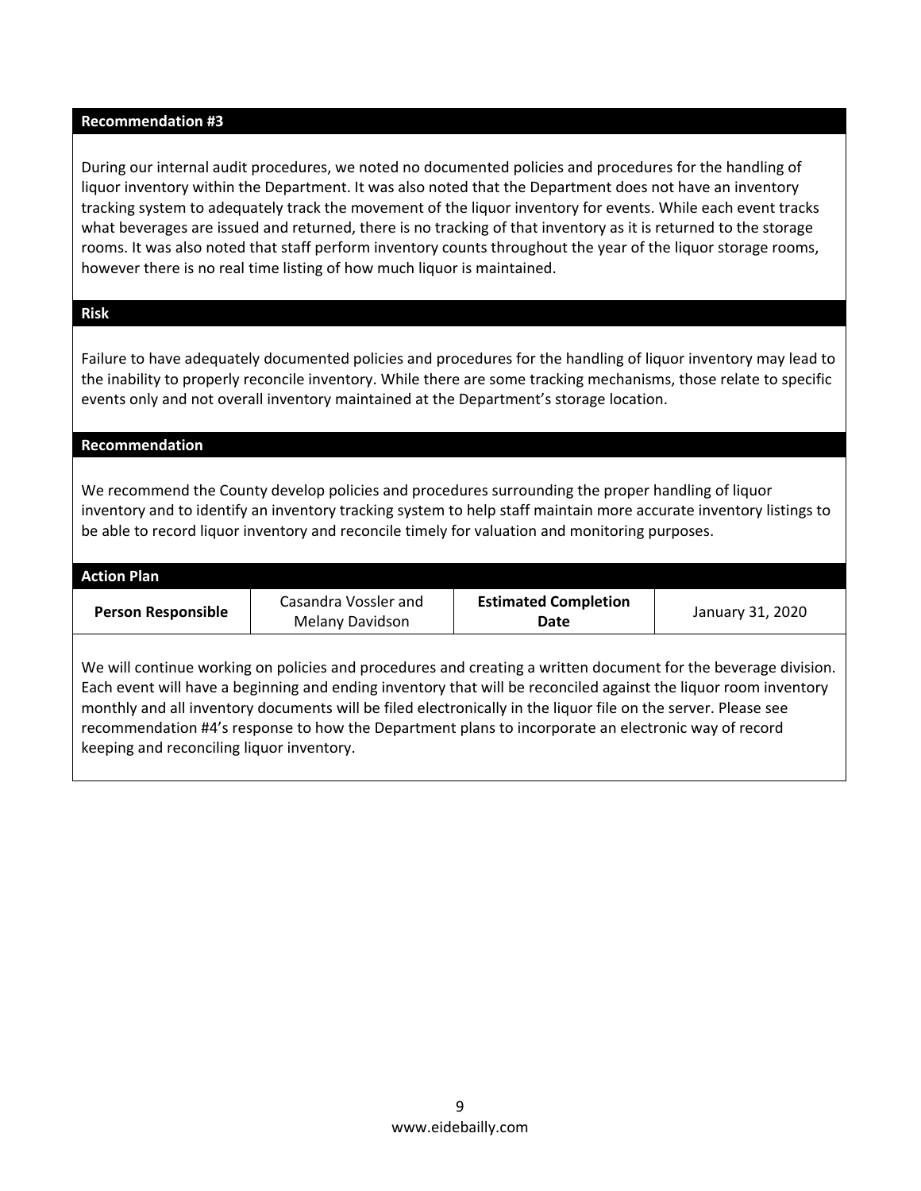## Recommendation #3

During our internal audit procedures, we noted no documented policies and procedures for the handling of liquor inventory within the Department. It was also noted that the Department does not have an inventory tracking system to adequately track the movement of the liquor inventory for events. While each event tracks what beverages are issued and returned, there is no tracking of that inventory as it is returned to the storage rooms. It was also noted that staff perform inventory counts throughout the year of the liquor storage rooms, however there is no real time listing of how much liquor is maintained.

## Risk

Failure to have adequately documented policies and procedures for the handling of liquor inventory may lead to the inability to properly reconcile inventory. While there are some tracking mechanisms, those relate to specific events only and not overall inventory maintained at the Department's storage location.

## Recommendation

We recommend the County develop policies and procedures surrounding the proper handling of liquor inventory and to identify an inventory tracking system to help staff maintain more accurate inventory listings to be able to record liquor inventory and reconcile timely for valuation and monitoring purposes.

## Action Plan

| **Person Responsible** | Casandra Vossler and Melany Davidson | **Estimated Completion Date** | January 31, 2020 |
|---|---|---|---|

We will continue working on policies and procedures and creating a written document for the beverage division. Each event will have a beginning and ending inventory that will be reconciled against the liquor room inventory monthly and all inventory documents will be filed electronically in the liquor file on the server. Please see recommendation #4's response to how the Department plans to incorporate an electronic way of record keeping and reconciling liquor inventory.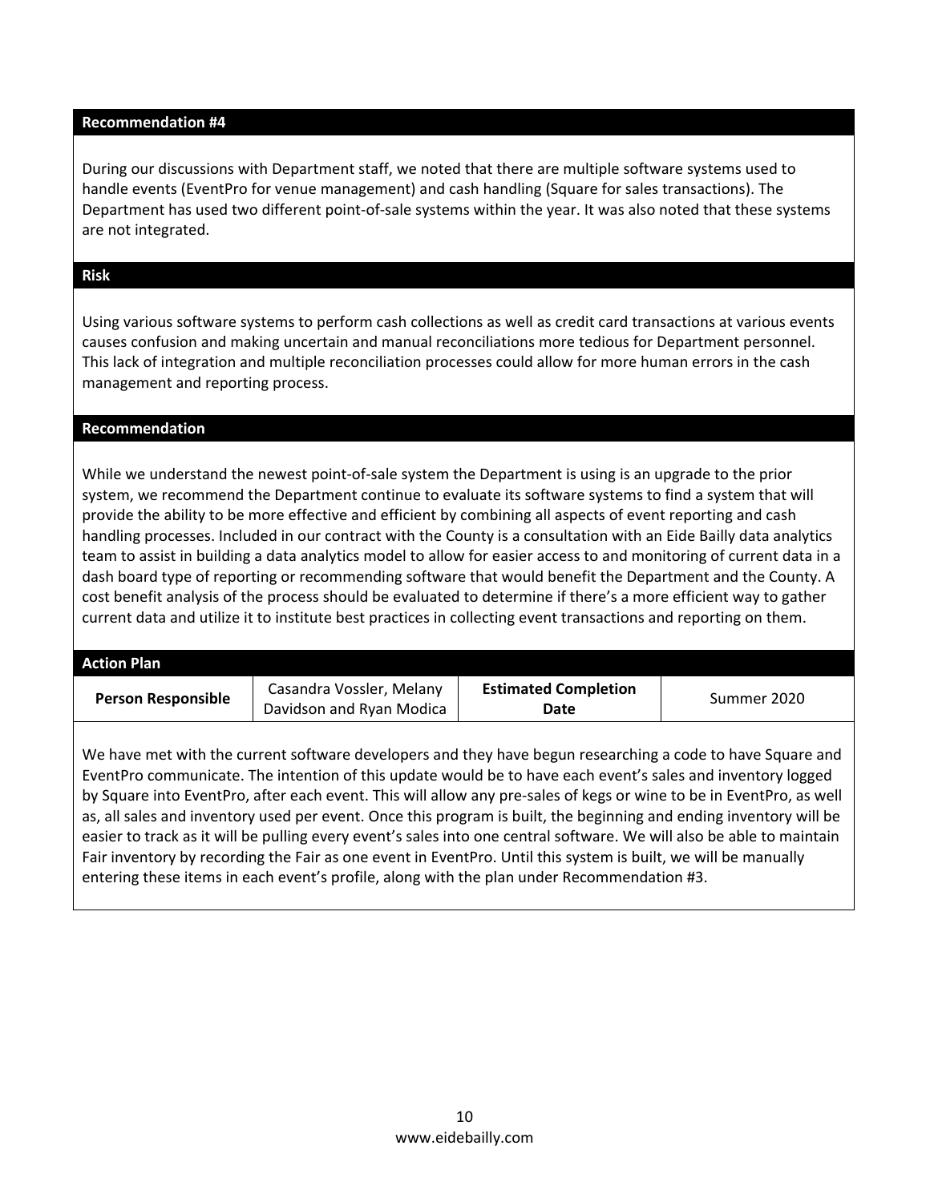### Recommendation #4

During our discussions with Department staff, we noted that there are multiple software systems used to handle events (EventPro for venue management) and cash handling (Square for sales transactions). The Department has used two different point-of-sale systems within the year. It was also noted that these systems are not integrated.

### Risk

Using various software systems to perform cash collections as well as credit card transactions at various events causes confusion and making uncertain and manual reconciliations more tedious for Department personnel. This lack of integration and multiple reconciliation processes could allow for more human errors in the cash management and reporting process.

### Recommendation

While we understand the newest point-of-sale system the Department is using is an upgrade to the prior system, we recommend the Department continue to evaluate its software systems to find a system that will provide the ability to be more effective and efficient by combining all aspects of event reporting and cash handling processes. Included in our contract with the County is a consultation with an Eide Bailly data analytics team to assist in building a data analytics model to allow for easier access to and monitoring of current data in a dash board type of reporting or recommending software that would benefit the Department and the County. A cost benefit analysis of the process should be evaluated to determine if there's a more efficient way to gather current data and utilize it to institute best practices in collecting event transactions and reporting on them.

### Action Plan

| **Person Responsible** | Casandra Vossler, Melany Davidson and Ryan Modica | **Estimated Completion Date** | Summer 2020 |
|---|---|---|---|

We have met with the current software developers and they have begun researching a code to have Square and EventPro communicate. The intention of this update would be to have each event's sales and inventory logged by Square into EventPro, after each event. This will allow any pre-sales of kegs or wine to be in EventPro, as well as, all sales and inventory used per event. Once this program is built, the beginning and ending inventory will be easier to track as it will be pulling every event's sales into one central software. We will also be able to maintain Fair inventory by recording the Fair as one event in EventPro. Until this system is built, we will be manually entering these items in each event's profile, along with the plan under Recommendation #3.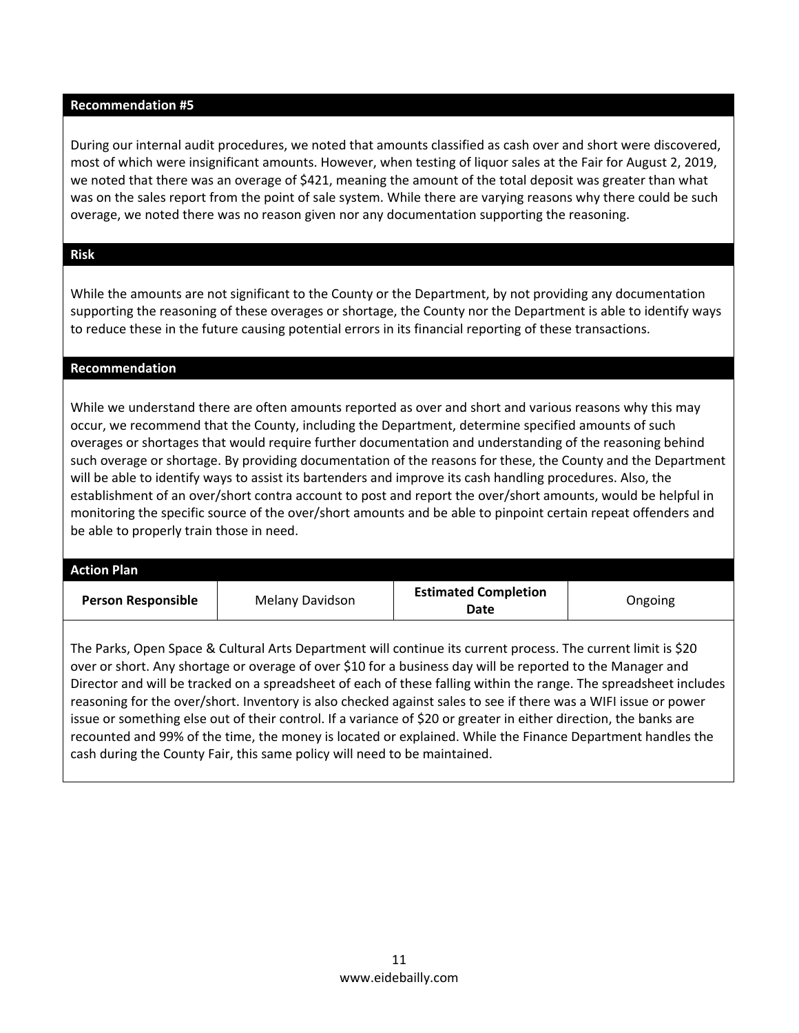### Recommendation #5

During our internal audit procedures, we noted that amounts classified as cash over and short were discovered, most of which were insignificant amounts. However, when testing of liquor sales at the Fair for August 2, 2019, we noted that there was an overage of $421, meaning the amount of the total deposit was greater than what was on the sales report from the point of sale system. While there are varying reasons why there could be such overage, we noted there was no reason given nor any documentation supporting the reasoning.

### Risk

While the amounts are not significant to the County or the Department, by not providing any documentation supporting the reasoning of these overages or shortage, the County nor the Department is able to identify ways to reduce these in the future causing potential errors in its financial reporting of these transactions.

### Recommendation

While we understand there are often amounts reported as over and short and various reasons why this may occur, we recommend that the County, including the Department, determine specified amounts of such overages or shortages that would require further documentation and understanding of the reasoning behind such overage or shortage. By providing documentation of the reasons for these, the County and the Department will be able to identify ways to assist its bartenders and improve its cash handling procedures. Also, the establishment of an over/short contra account to post and report the over/short amounts, would be helpful in monitoring the specific source of the over/short amounts and be able to pinpoint certain repeat offenders and be able to properly train those in need.

### Action Plan

| **Person Responsible** | Melany Davidson | **Estimated Completion Date** | Ongoing |
|---|---|---|---|

The Parks, Open Space & Cultural Arts Department will continue its current process. The current limit is $20 over or short. Any shortage or overage of over $10 for a business day will be reported to the Manager and Director and will be tracked on a spreadsheet of each of these falling within the range. The spreadsheet includes reasoning for the over/short. Inventory is also checked against sales to see if there was a WIFI issue or power issue or something else out of their control. If a variance of $20 or greater in either direction, the banks are recounted and 99% of the time, the money is located or explained. While the Finance Department handles the cash during the County Fair, this same policy will need to be maintained.